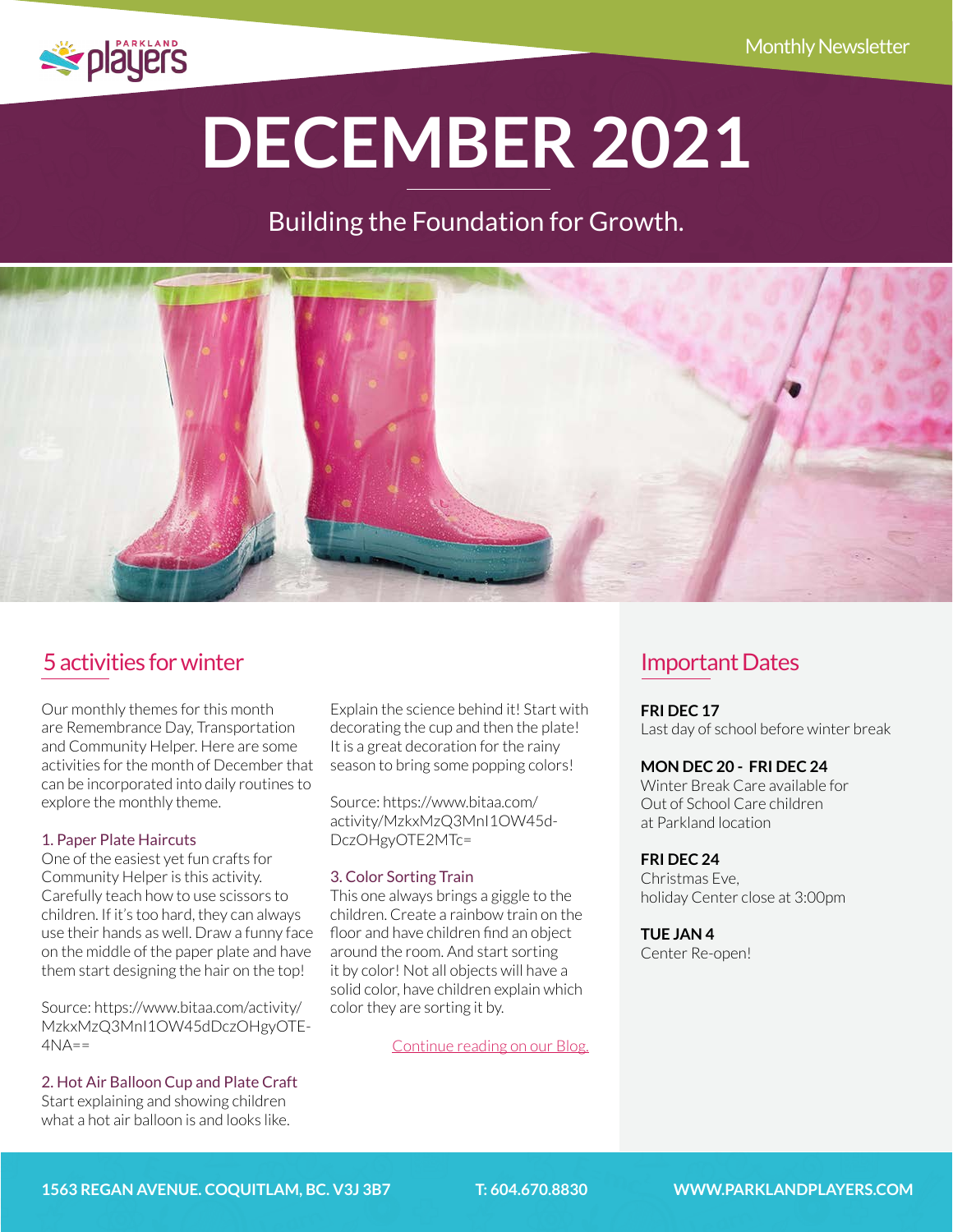Monthly Newsletter

# DECEMBER 2021

Building the Foundation for Growth.

## 5 activities for winter

Our monthly themes for this month are Remembrance Day, Transportation and Community Helper. Here are some activities for the month of December that can be incorporated into daily routines to explore the monthly theme.

### 1. Paper Plate Haircuts

One of the easiest yet fun crafts for Community Helper is this activity. Carefully teach how to use scissors to children. If it's too hard, they can always use their hands as well. Draw a funny face on the middle of the paper plate and have them start designing the hair on the top!

Source: https://www.bitaa.com/activity/MzkxMzQ3MnI1OW45dDczOHgyOTE4NA==

### 2. Hot Air Balloon Cup and Plate Craft

Start explaining and showing children what a hot air balloon is and looks like. Explain the science behind it! Start with decorating the cup and then the plate! It is a great decoration for the rainy season to bring some popping colors!

Source: https://www.bitaa.com/activity/MzkxMzQ3MnI1OW45dDczOHgyOTE2MTc=

### 3. Color Sorting Train

This one always brings a giggle to the children. Create a rainbow train on the floor and have children find an object around the room. And start sorting it by color! Not all objects will have a solid color, have children explain which color they are sorting it by.

Continue reading on our Blog.

## Important Dates

**FRI DEC 17**
Last day of school before winter break

**MON DEC 20 - FRI DEC 24**
Winter Break Care available for Out of School Care children at Parkland location

**FRI DEC 24**
Christmas Eve,
holiday Center close at 3:00pm

**TUE JAN 4**
Center Re-open!

1563 REGAN AVENUE. COQUITLAM, BC. V3J 3B7 | T: 604.670.8830 | WWW.PARKLANDPLAYERS.COM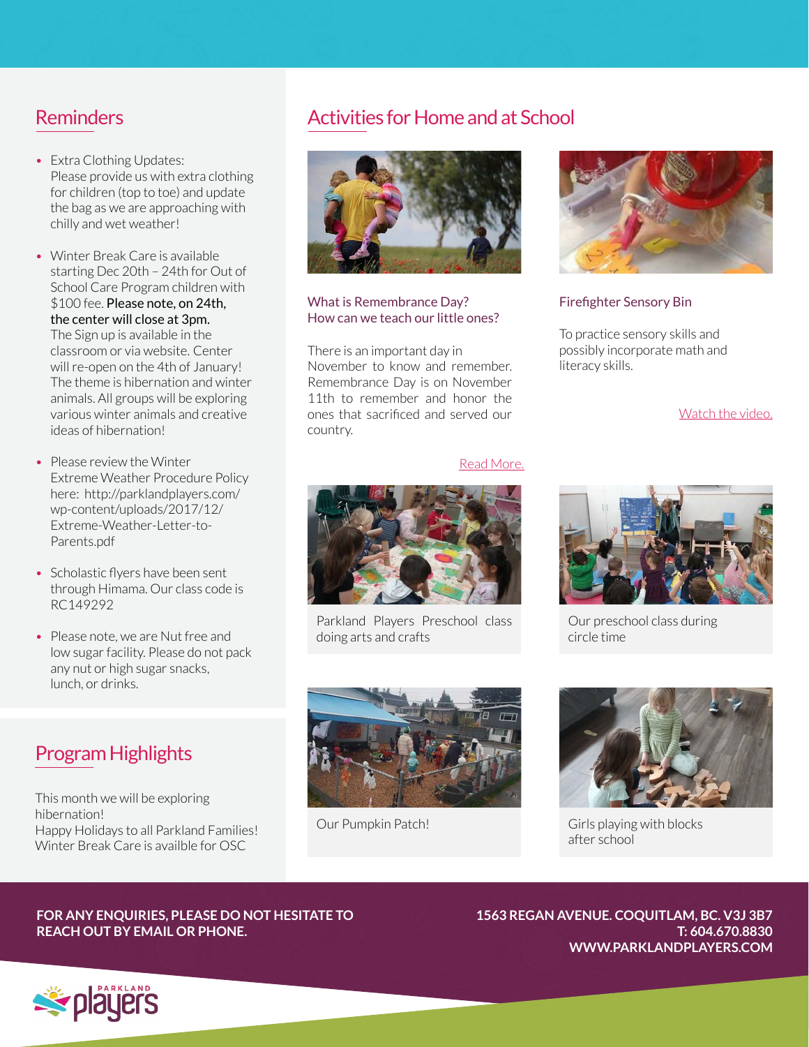## Reminders

- Extra Clothing Updates:
  Please provide us with extra clothing for children (top to toe) and update the bag as we are approaching with chilly and wet weather!
- Winter Break Care is available starting Dec 20th – 24th for Out of School Care Program children with $100 fee. **Please note, on 24th, the center will close at 3pm.** The Sign up is available in the classroom or via website. Center will re-open on the 4th of January! The theme is hibernation and winter animals. All groups will be exploring various winter animals and creative ideas of hibernation!
- Please review the Winter Extreme Weather Procedure Policy here: http://parklandplayers.com/wp-content/uploads/2017/12/Extreme-Weather-Letter-to-Parents.pdf
- Scholastic flyers have been sent through Himama. Our class code is RC149292
- Please note, we are Nut free and low sugar facility. Please do not pack any nut or high sugar snacks, lunch, or drinks.

## Program Highlights

This month we will be exploring hibernation!
Happy Holidays to all Parkland Families!
Winter Break Care is availble for OSC

## Activities for Home and at School

### What is Remembrance Day? How can we teach our little ones?

There is an important day in November to know and remember. Remembrance Day is on November 11th to remember and honor the ones that sacrificed and served our country.

Read More.

### Firefighter Sensory Bin

To practice sensory skills and possibly incorporate math and literacy skills.

Watch the video.

Parkland Players Preschool class doing arts and crafts

Our preschool class during circle time

Our Pumpkin Patch!

Girls playing with blocks after school

**FOR ANY ENQUIRIES, PLEASE DO NOT HESITATE TO REACH OUT BY EMAIL OR PHONE.**

**1563 REGAN AVENUE. COQUITLAM, BC. V3J 3B7**
**T: 604.670.8830**
**WWW.PARKLANDPLAYERS.COM**

PARKLAND players